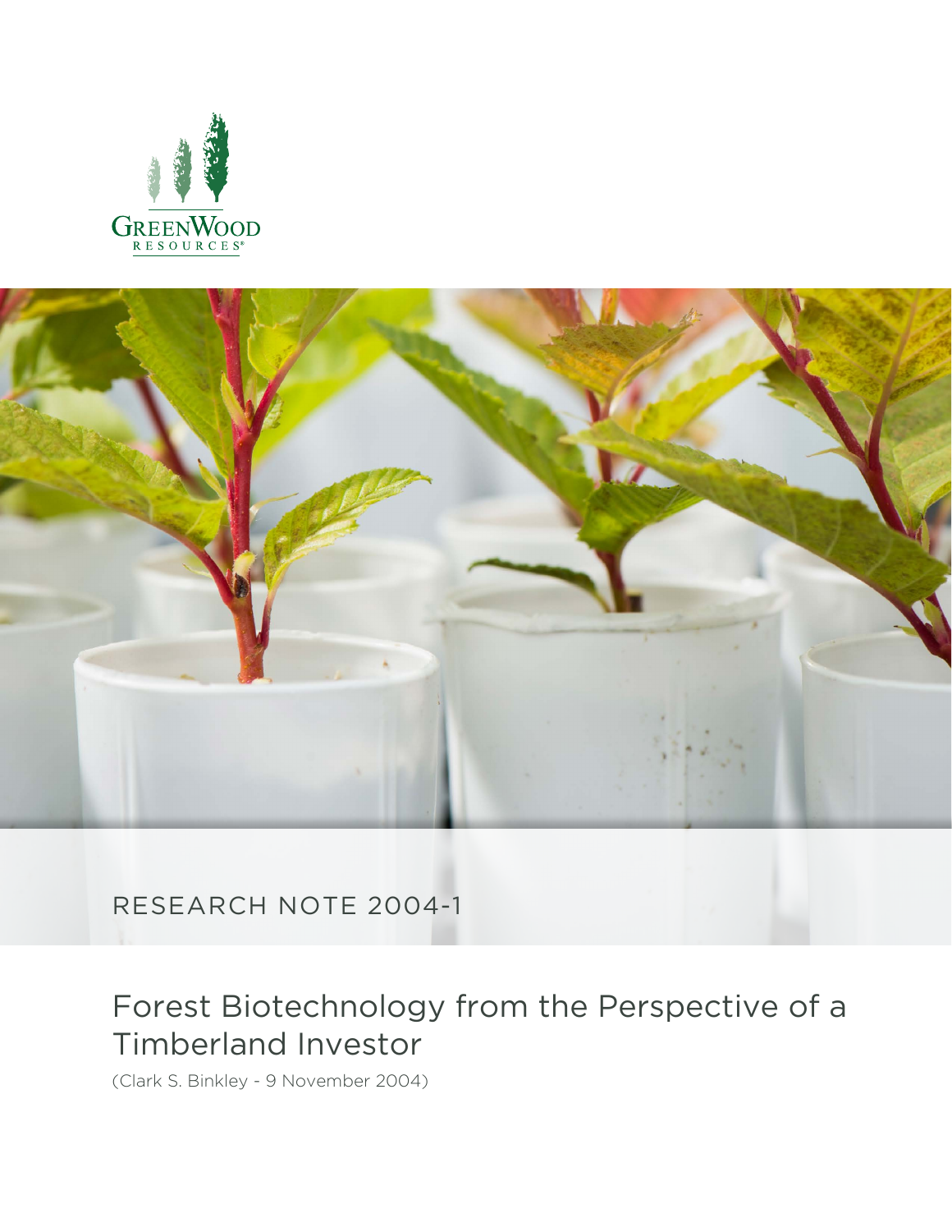GreenWood Resources®

RESEARCH NOTE 2004-1

# Forest Biotechnology from the Perspective of a Timberland Investor

(Clark S. Binkley - 9 November 2004)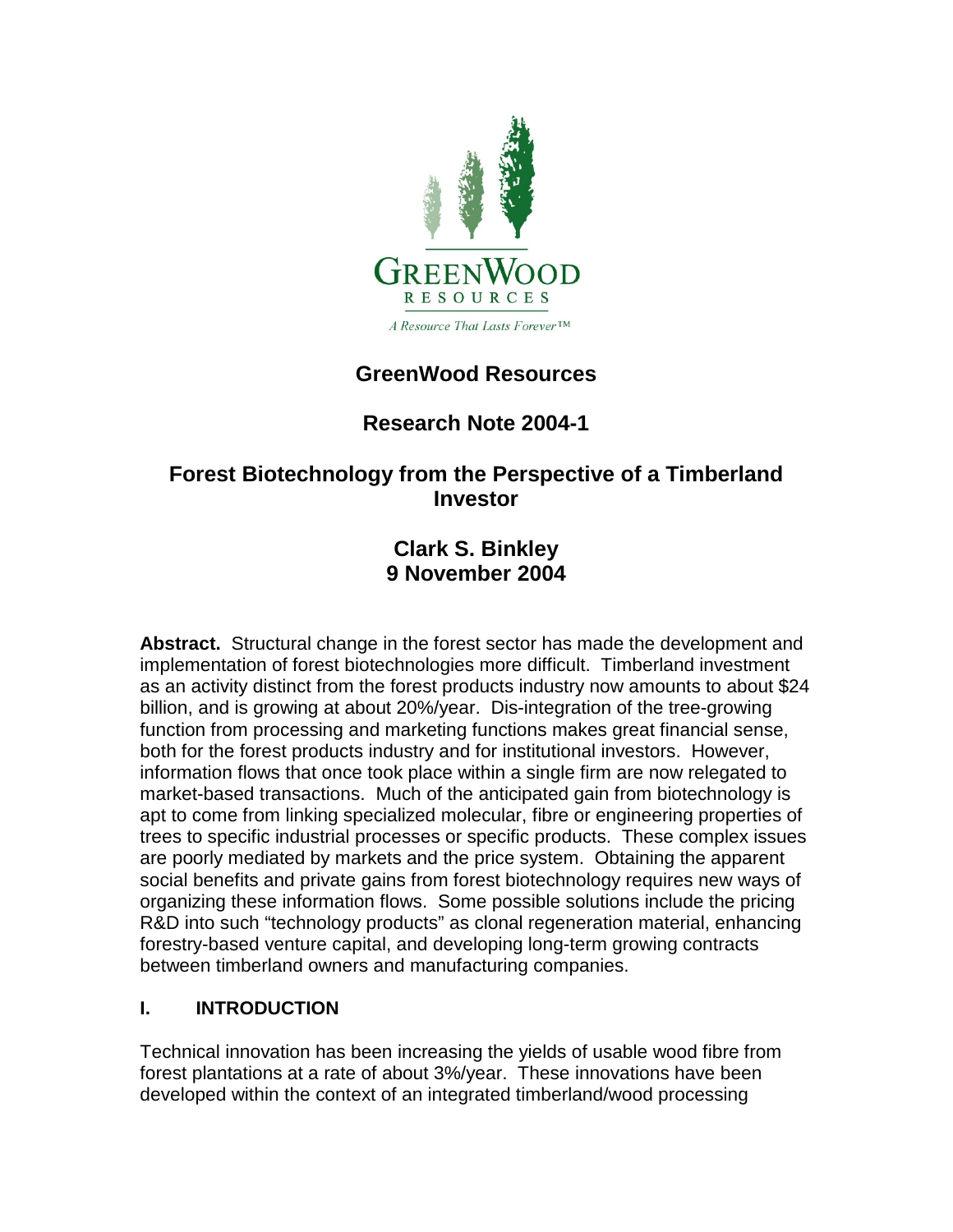# GreenWood Resources

## Research Note 2004-1

## Forest Biotechnology from the Perspective of a Timberland Investor

### Clark S. Binkley
### 9 November 2004

**Abstract.** Structural change in the forest sector has made the development and implementation of forest biotechnologies more difficult. Timberland investment as an activity distinct from the forest products industry now amounts to about $24 billion, and is growing at about 20%/year. Dis-integration of the tree-growing function from processing and marketing functions makes great financial sense, both for the forest products industry and for institutional investors. However, information flows that once took place within a single firm are now relegated to market-based transactions. Much of the anticipated gain from biotechnology is apt to come from linking specialized molecular, fibre or engineering properties of trees to specific industrial processes or specific products. These complex issues are poorly mediated by markets and the price system. Obtaining the apparent social benefits and private gains from forest biotechnology requires new ways of organizing these information flows. Some possible solutions include the pricing R&D into such "technology products" as clonal regeneration material, enhancing forestry-based venture capital, and developing long-term growing contracts between timberland owners and manufacturing companies.

## I. INTRODUCTION

Technical innovation has been increasing the yields of usable wood fibre from forest plantations at a rate of about 3%/year. These innovations have been developed within the context of an integrated timberland/wood processing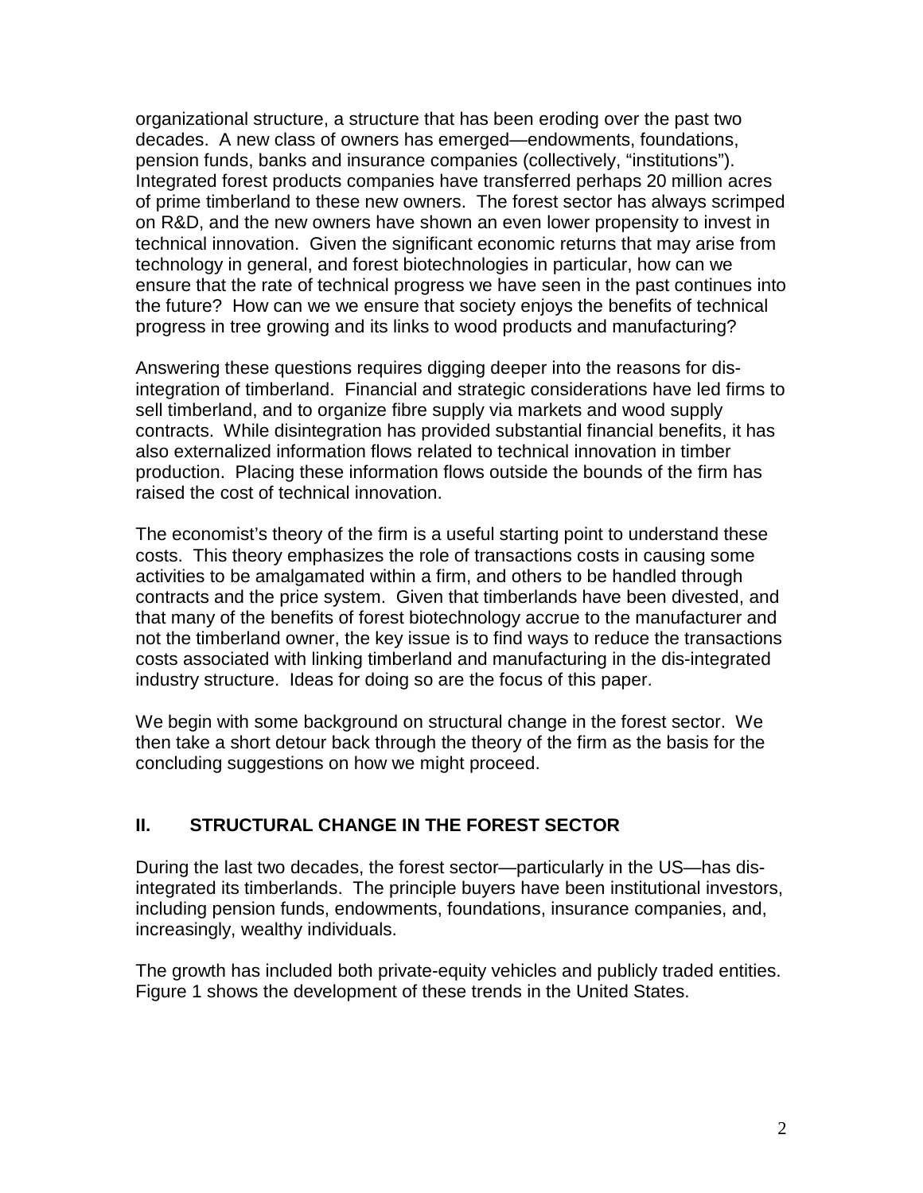organizational structure, a structure that has been eroding over the past two decades. A new class of owners has emerged—endowments, foundations, pension funds, banks and insurance companies (collectively, "institutions"). Integrated forest products companies have transferred perhaps 20 million acres of prime timberland to these new owners. The forest sector has always scrimped on R&D, and the new owners have shown an even lower propensity to invest in technical innovation. Given the significant economic returns that may arise from technology in general, and forest biotechnologies in particular, how can we ensure that the rate of technical progress we have seen in the past continues into the future? How can we we ensure that society enjoys the benefits of technical progress in tree growing and its links to wood products and manufacturing?

Answering these questions requires digging deeper into the reasons for dis-integration of timberland. Financial and strategic considerations have led firms to sell timberland, and to organize fibre supply via markets and wood supply contracts. While disintegration has provided substantial financial benefits, it has also externalized information flows related to technical innovation in timber production. Placing these information flows outside the bounds of the firm has raised the cost of technical innovation.

The economist's theory of the firm is a useful starting point to understand these costs. This theory emphasizes the role of transactions costs in causing some activities to be amalgamated within a firm, and others to be handled through contracts and the price system. Given that timberlands have been divested, and that many of the benefits of forest biotechnology accrue to the manufacturer and not the timberland owner, the key issue is to find ways to reduce the transactions costs associated with linking timberland and manufacturing in the dis-integrated industry structure. Ideas for doing so are the focus of this paper.

We begin with some background on structural change in the forest sector. We then take a short detour back through the theory of the firm as the basis for the concluding suggestions on how we might proceed.

## II. STRUCTURAL CHANGE IN THE FOREST SECTOR

During the last two decades, the forest sector—particularly in the US—has dis-integrated its timberlands. The principle buyers have been institutional investors, including pension funds, endowments, foundations, insurance companies, and, increasingly, wealthy individuals.

The growth has included both private-equity vehicles and publicly traded entities. Figure 1 shows the development of these trends in the United States.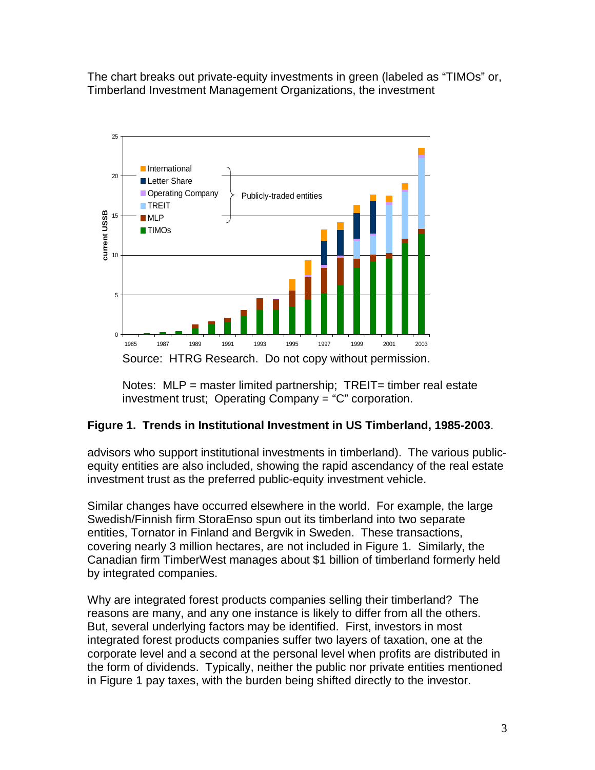The chart breaks out private-equity investments in green (labeled as "TIMOs" or, Timberland Investment Management Organizations, the investment

Source: HTRG Research. Do not copy without permission.

Notes: MLP = master limited partnership; TREIT= timber real estate investment trust; Operating Company = "C" corporation.

**Figure 1. Trends in Institutional Investment in US Timberland, 1985-2003**.

advisors who support institutional investments in timberland). The various public-equity entities are also included, showing the rapid ascendancy of the real estate investment trust as the preferred public-equity investment vehicle.

Similar changes have occurred elsewhere in the world. For example, the large Swedish/Finnish firm StoraEnso spun out its timberland into two separate entities, Tornator in Finland and Bergvik in Sweden. These transactions, covering nearly 3 million hectares, are not included in Figure 1. Similarly, the Canadian firm TimberWest manages about $1 billion of timberland formerly held by integrated companies.

Why are integrated forest products companies selling their timberland? The reasons are many, and any one instance is likely to differ from all the others. But, several underlying factors may be identified. First, investors in most integrated forest products companies suffer two layers of taxation, one at the corporate level and a second at the personal level when profits are distributed in the form of dividends. Typically, neither the public nor private entities mentioned in Figure 1 pay taxes, with the burden being shifted directly to the investor.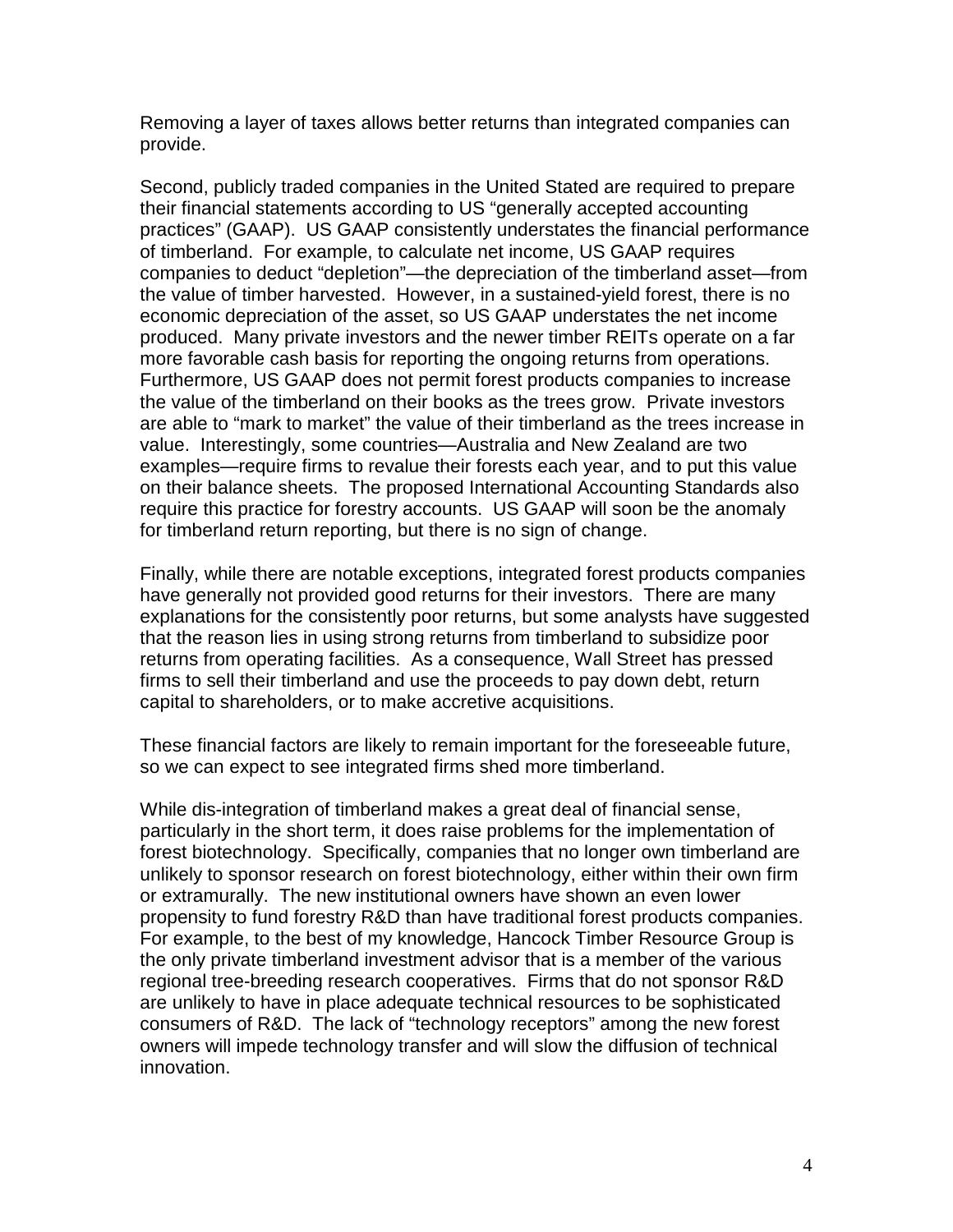Removing a layer of taxes allows better returns than integrated companies can provide.

Second, publicly traded companies in the United Stated are required to prepare their financial statements according to US "generally accepted accounting practices" (GAAP). US GAAP consistently understates the financial performance of timberland. For example, to calculate net income, US GAAP requires companies to deduct "depletion"—the depreciation of the timberland asset—from the value of timber harvested. However, in a sustained-yield forest, there is no economic depreciation of the asset, so US GAAP understates the net income produced. Many private investors and the newer timber REITs operate on a far more favorable cash basis for reporting the ongoing returns from operations. Furthermore, US GAAP does not permit forest products companies to increase the value of the timberland on their books as the trees grow. Private investors are able to "mark to market" the value of their timberland as the trees increase in value. Interestingly, some countries—Australia and New Zealand are two examples—require firms to revalue their forests each year, and to put this value on their balance sheets. The proposed International Accounting Standards also require this practice for forestry accounts. US GAAP will soon be the anomaly for timberland return reporting, but there is no sign of change.

Finally, while there are notable exceptions, integrated forest products companies have generally not provided good returns for their investors. There are many explanations for the consistently poor returns, but some analysts have suggested that the reason lies in using strong returns from timberland to subsidize poor returns from operating facilities. As a consequence, Wall Street has pressed firms to sell their timberland and use the proceeds to pay down debt, return capital to shareholders, or to make accretive acquisitions.

These financial factors are likely to remain important for the foreseeable future, so we can expect to see integrated firms shed more timberland.

While dis-integration of timberland makes a great deal of financial sense, particularly in the short term, it does raise problems for the implementation of forest biotechnology. Specifically, companies that no longer own timberland are unlikely to sponsor research on forest biotechnology, either within their own firm or extramurally. The new institutional owners have shown an even lower propensity to fund forestry R&D than have traditional forest products companies. For example, to the best of my knowledge, Hancock Timber Resource Group is the only private timberland investment advisor that is a member of the various regional tree-breeding research cooperatives. Firms that do not sponsor R&D are unlikely to have in place adequate technical resources to be sophisticated consumers of R&D. The lack of "technology receptors" among the new forest owners will impede technology transfer and will slow the diffusion of technical innovation.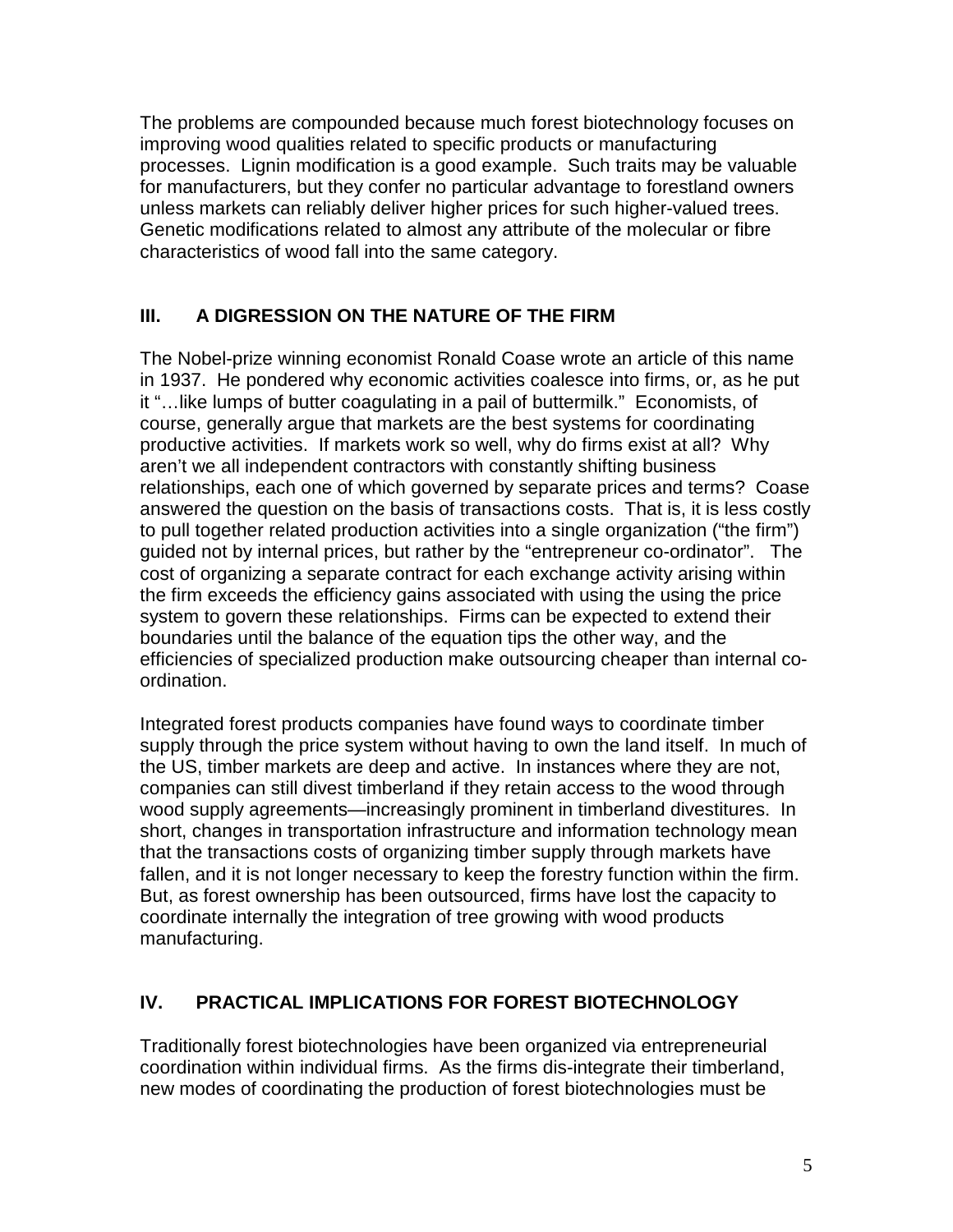The problems are compounded because much forest biotechnology focuses on improving wood qualities related to specific products or manufacturing processes. Lignin modification is a good example. Such traits may be valuable for manufacturers, but they confer no particular advantage to forestland owners unless markets can reliably deliver higher prices for such higher-valued trees. Genetic modifications related to almost any attribute of the molecular or fibre characteristics of wood fall into the same category.

## III. A DIGRESSION ON THE NATURE OF THE FIRM

The Nobel-prize winning economist Ronald Coase wrote an article of this name in 1937. He pondered why economic activities coalesce into firms, or, as he put it "…like lumps of butter coagulating in a pail of buttermilk." Economists, of course, generally argue that markets are the best systems for coordinating productive activities. If markets work so well, why do firms exist at all? Why aren't we all independent contractors with constantly shifting business relationships, each one of which governed by separate prices and terms? Coase answered the question on the basis of transactions costs. That is, it is less costly to pull together related production activities into a single organization ("the firm") guided not by internal prices, but rather by the "entrepreneur co-ordinator". The cost of organizing a separate contract for each exchange activity arising within the firm exceeds the efficiency gains associated with using the using the price system to govern these relationships. Firms can be expected to extend their boundaries until the balance of the equation tips the other way, and the efficiencies of specialized production make outsourcing cheaper than internal co-ordination.

Integrated forest products companies have found ways to coordinate timber supply through the price system without having to own the land itself. In much of the US, timber markets are deep and active. In instances where they are not, companies can still divest timberland if they retain access to the wood through wood supply agreements—increasingly prominent in timberland divestitures. In short, changes in transportation infrastructure and information technology mean that the transactions costs of organizing timber supply through markets have fallen, and it is not longer necessary to keep the forestry function within the firm. But, as forest ownership has been outsourced, firms have lost the capacity to coordinate internally the integration of tree growing with wood products manufacturing.

## IV. PRACTICAL IMPLICATIONS FOR FOREST BIOTECHNOLOGY

Traditionally forest biotechnologies have been organized via entrepreneurial coordination within individual firms. As the firms dis-integrate their timberland, new modes of coordinating the production of forest biotechnologies must be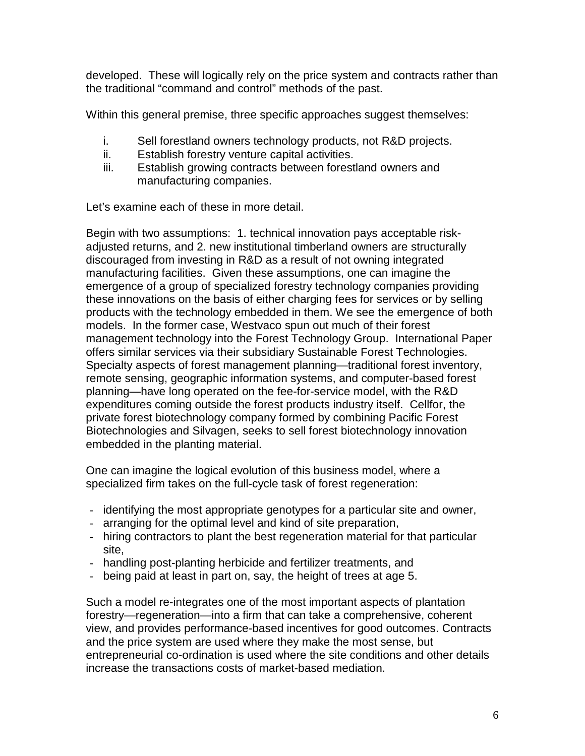developed. These will logically rely on the price system and contracts rather than the traditional "command and control" methods of the past.

Within this general premise, three specific approaches suggest themselves:

i. Sell forestland owners technology products, not R&D projects.
ii. Establish forestry venture capital activities.
iii. Establish growing contracts between forestland owners and manufacturing companies.

Let's examine each of these in more detail.

Begin with two assumptions: 1. technical innovation pays acceptable risk-adjusted returns, and 2. new institutional timberland owners are structurally discouraged from investing in R&D as a result of not owning integrated manufacturing facilities. Given these assumptions, one can imagine the emergence of a group of specialized forestry technology companies providing these innovations on the basis of either charging fees for services or by selling products with the technology embedded in them. We see the emergence of both models. In the former case, Westvaco spun out much of their forest management technology into the Forest Technology Group. International Paper offers similar services via their subsidiary Sustainable Forest Technologies. Specialty aspects of forest management planning—traditional forest inventory, remote sensing, geographic information systems, and computer-based forest planning—have long operated on the fee-for-service model, with the R&D expenditures coming outside the forest products industry itself. Cellfor, the private forest biotechnology company formed by combining Pacific Forest Biotechnologies and Silvagen, seeks to sell forest biotechnology innovation embedded in the planting material.

One can imagine the logical evolution of this business model, where a specialized firm takes on the full-cycle task of forest regeneration:

- identifying the most appropriate genotypes for a particular site and owner,
- arranging for the optimal level and kind of site preparation,
- hiring contractors to plant the best regeneration material for that particular site,
- handling post-planting herbicide and fertilizer treatments, and
- being paid at least in part on, say, the height of trees at age 5.

Such a model re-integrates one of the most important aspects of plantation forestry—regeneration—into a firm that can take a comprehensive, coherent view, and provides performance-based incentives for good outcomes. Contracts and the price system are used where they make the most sense, but entrepreneurial co-ordination is used where the site conditions and other details increase the transactions costs of market-based mediation.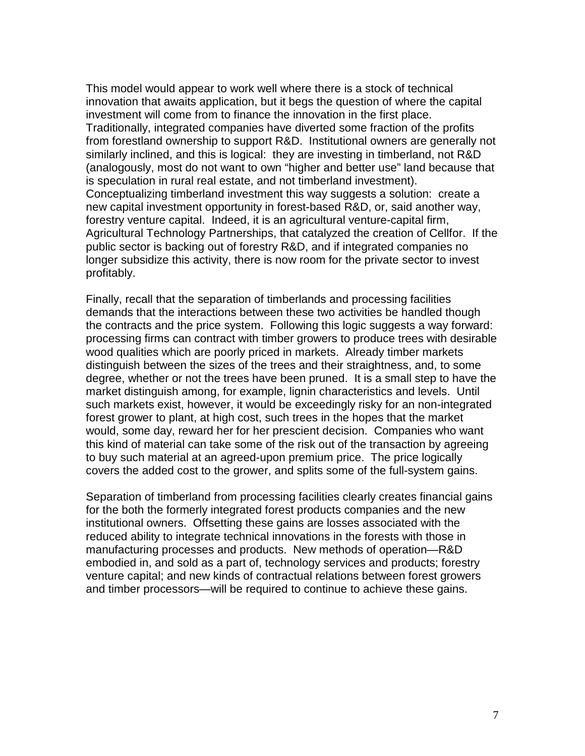This model would appear to work well where there is a stock of technical innovation that awaits application, but it begs the question of where the capital investment will come from to finance the innovation in the first place. Traditionally, integrated companies have diverted some fraction of the profits from forestland ownership to support R&D. Institutional owners are generally not similarly inclined, and this is logical: they are investing in timberland, not R&D (analogously, most do not want to own "higher and better use" land because that is speculation in rural real estate, and not timberland investment). Conceptualizing timberland investment this way suggests a solution: create a new capital investment opportunity in forest-based R&D, or, said another way, forestry venture capital. Indeed, it is an agricultural venture-capital firm, Agricultural Technology Partnerships, that catalyzed the creation of Cellfor. If the public sector is backing out of forestry R&D, and if integrated companies no longer subsidize this activity, there is now room for the private sector to invest profitably.

Finally, recall that the separation of timberlands and processing facilities demands that the interactions between these two activities be handled though the contracts and the price system. Following this logic suggests a way forward: processing firms can contract with timber growers to produce trees with desirable wood qualities which are poorly priced in markets. Already timber markets distinguish between the sizes of the trees and their straightness, and, to some degree, whether or not the trees have been pruned. It is a small step to have the market distinguish among, for example, lignin characteristics and levels. Until such markets exist, however, it would be exceedingly risky for an non-integrated forest grower to plant, at high cost, such trees in the hopes that the market would, some day, reward her for her prescient decision. Companies who want this kind of material can take some of the risk out of the transaction by agreeing to buy such material at an agreed-upon premium price. The price logically covers the added cost to the grower, and splits some of the full-system gains.

Separation of timberland from processing facilities clearly creates financial gains for the both the formerly integrated forest products companies and the new institutional owners. Offsetting these gains are losses associated with the reduced ability to integrate technical innovations in the forests with those in manufacturing processes and products. New methods of operation—R&D embodied in, and sold as a part of, technology services and products; forestry venture capital; and new kinds of contractual relations between forest growers and timber processors—will be required to continue to achieve these gains.